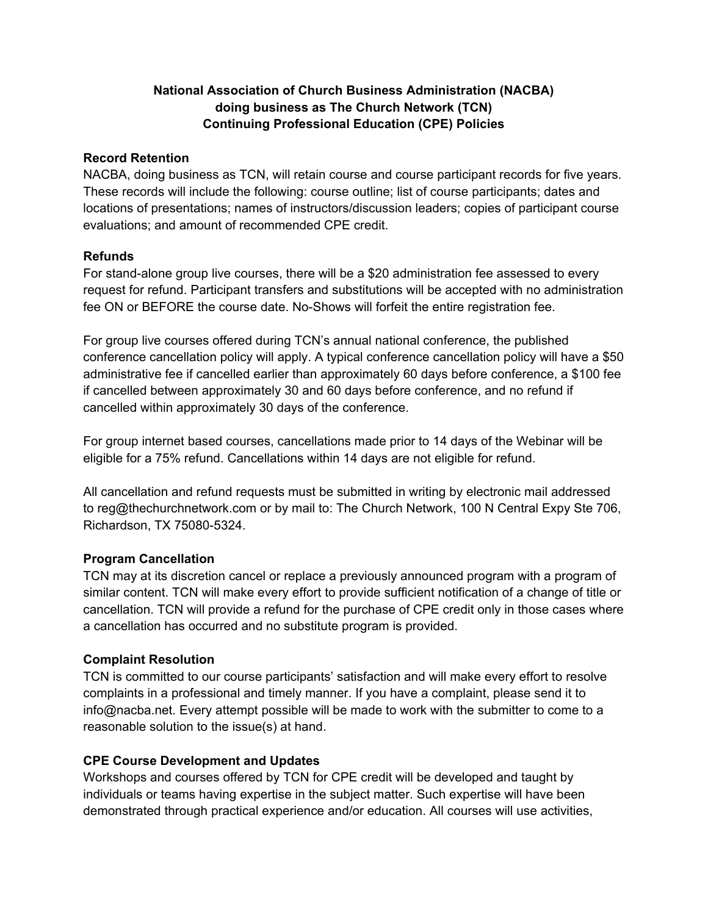**National Association of Church Business Administration (NACBA)**
**doing business as The Church Network (TCN)**
**Continuing Professional Education (CPE) Policies**

**Record Retention**

NACBA, doing business as TCN, will retain course and course participant records for five years. These records will include the following: course outline; list of course participants; dates and locations of presentations; names of instructors/discussion leaders; copies of participant course evaluations; and amount of recommended CPE credit.

**Refunds**

For stand-alone group live courses, there will be a $20 administration fee assessed to every request for refund. Participant transfers and substitutions will be accepted with no administration fee ON or BEFORE the course date. No-Shows will forfeit the entire registration fee.

For group live courses offered during TCN's annual national conference, the published conference cancellation policy will apply. A typical conference cancellation policy will have a $50 administrative fee if cancelled earlier than approximately 60 days before conference, a $100 fee if cancelled between approximately 30 and 60 days before conference, and no refund if cancelled within approximately 30 days of the conference.

For group internet based courses, cancellations made prior to 14 days of the Webinar will be eligible for a 75% refund. Cancellations within 14 days are not eligible for refund.

All cancellation and refund requests must be submitted in writing by electronic mail addressed to reg@thechurchnetwork.com or by mail to: The Church Network, 100 N Central Expy Ste 706, Richardson, TX 75080-5324.

**Program Cancellation**

TCN may at its discretion cancel or replace a previously announced program with a program of similar content. TCN will make every effort to provide sufficient notification of a change of title or cancellation. TCN will provide a refund for the purchase of CPE credit only in those cases where a cancellation has occurred and no substitute program is provided.

**Complaint Resolution**

TCN is committed to our course participants' satisfaction and will make every effort to resolve complaints in a professional and timely manner. If you have a complaint, please send it to info@nacba.net. Every attempt possible will be made to work with the submitter to come to a reasonable solution to the issue(s) at hand.

**CPE Course Development and Updates**

Workshops and courses offered by TCN for CPE credit will be developed and taught by individuals or teams having expertise in the subject matter. Such expertise will have been demonstrated through practical experience and/or education. All courses will use activities,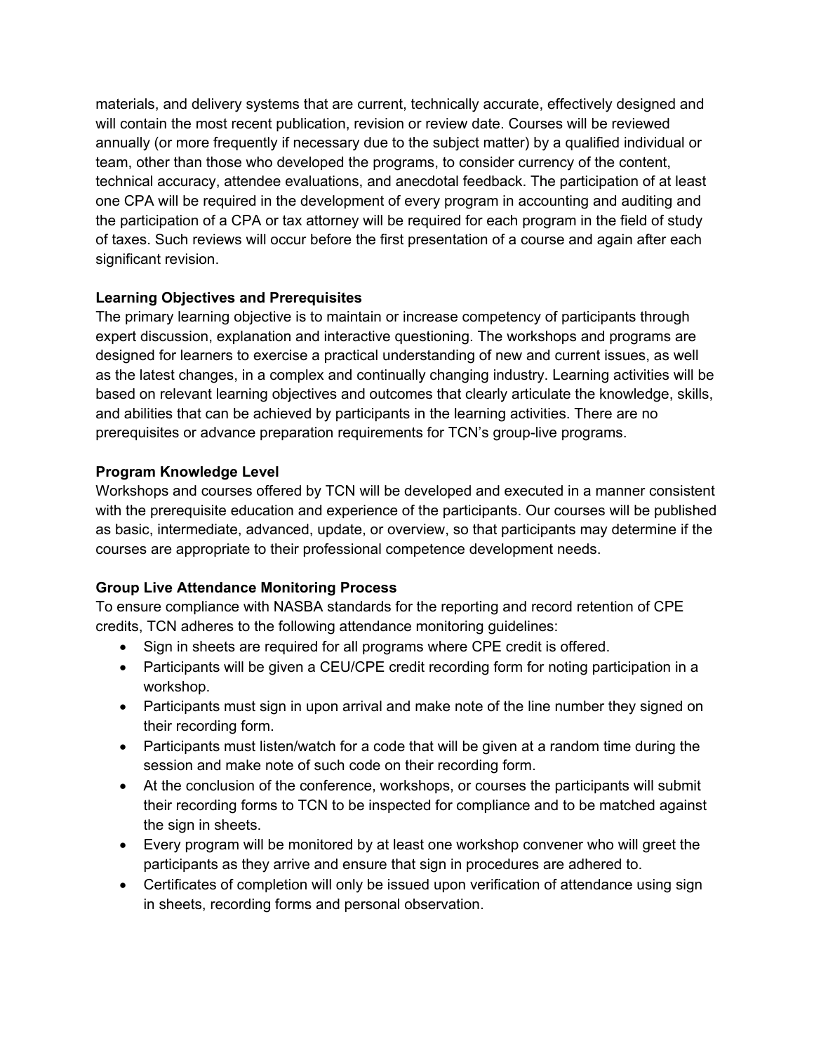materials, and delivery systems that are current, technically accurate, effectively designed and will contain the most recent publication, revision or review date. Courses will be reviewed annually (or more frequently if necessary due to the subject matter) by a qualified individual or team, other than those who developed the programs, to consider currency of the content, technical accuracy, attendee evaluations, and anecdotal feedback. The participation of at least one CPA will be required in the development of every program in accounting and auditing and the participation of a CPA or tax attorney will be required for each program in the field of study of taxes. Such reviews will occur before the first presentation of a course and again after each significant revision.

**Learning Objectives and Prerequisites**
The primary learning objective is to maintain or increase competency of participants through expert discussion, explanation and interactive questioning. The workshops and programs are designed for learners to exercise a practical understanding of new and current issues, as well as the latest changes, in a complex and continually changing industry. Learning activities will be based on relevant learning objectives and outcomes that clearly articulate the knowledge, skills, and abilities that can be achieved by participants in the learning activities. There are no prerequisites or advance preparation requirements for TCN's group-live programs.

**Program Knowledge Level**
Workshops and courses offered by TCN will be developed and executed in a manner consistent with the prerequisite education and experience of the participants. Our courses will be published as basic, intermediate, advanced, update, or overview, so that participants may determine if the courses are appropriate to their professional competence development needs.

**Group Live Attendance Monitoring Process**
To ensure compliance with NASBA standards for the reporting and record retention of CPE credits, TCN adheres to the following attendance monitoring guidelines:

- Sign in sheets are required for all programs where CPE credit is offered.
- Participants will be given a CEU/CPE credit recording form for noting participation in a workshop.
- Participants must sign in upon arrival and make note of the line number they signed on their recording form.
- Participants must listen/watch for a code that will be given at a random time during the session and make note of such code on their recording form.
- At the conclusion of the conference, workshops, or courses the participants will submit their recording forms to TCN to be inspected for compliance and to be matched against the sign in sheets.
- Every program will be monitored by at least one workshop convener who will greet the participants as they arrive and ensure that sign in procedures are adhered to.
- Certificates of completion will only be issued upon verification of attendance using sign in sheets, recording forms and personal observation.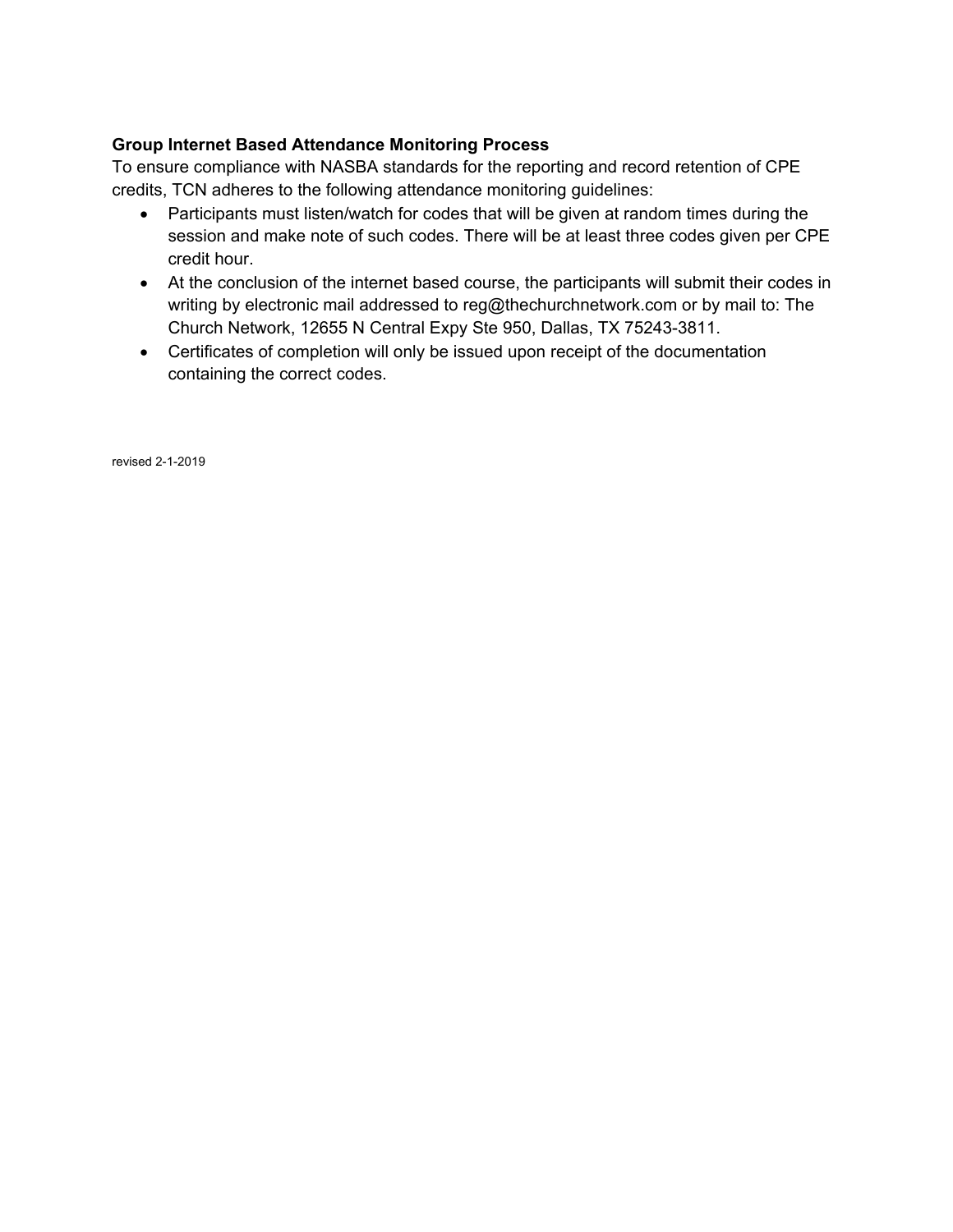**Group Internet Based Attendance Monitoring Process**

To ensure compliance with NASBA standards for the reporting and record retention of CPE credits, TCN adheres to the following attendance monitoring guidelines:

- Participants must listen/watch for codes that will be given at random times during the session and make note of such codes. There will be at least three codes given per CPE credit hour.
- At the conclusion of the internet based course, the participants will submit their codes in writing by electronic mail addressed to reg@thechurchnetwork.com or by mail to: The Church Network, 12655 N Central Expy Ste 950, Dallas, TX 75243-3811.
- Certificates of completion will only be issued upon receipt of the documentation containing the correct codes.

revised 2-1-2019